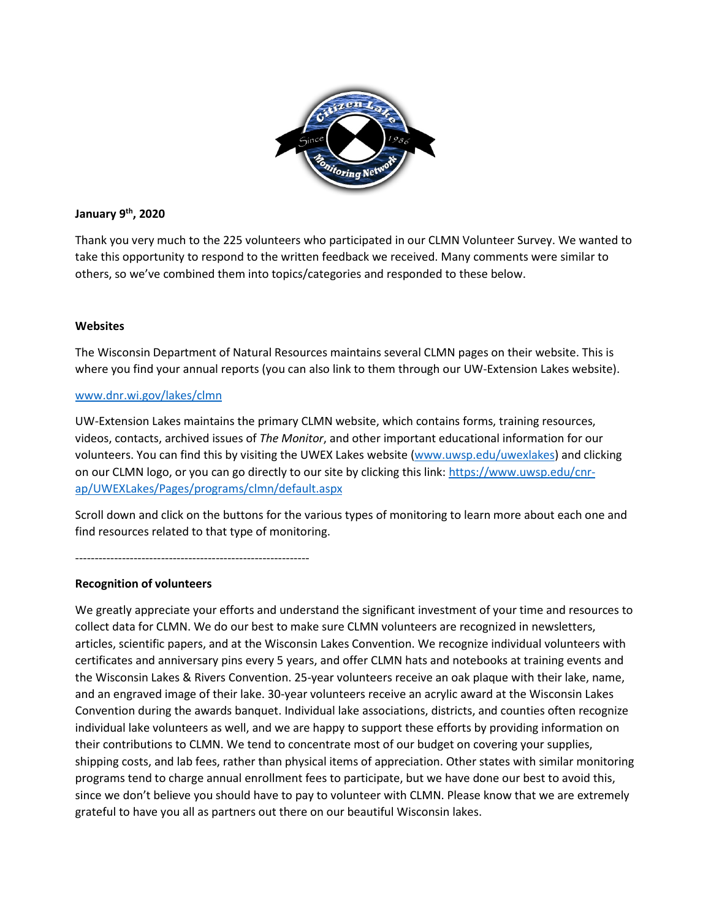**January 9th, 2020**

Thank you very much to the 225 volunteers who participated in our CLMN Volunteer Survey. We wanted to take this opportunity to respond to the written feedback we received. Many comments were similar to others, so we've combined them into topics/categories and responded to these below.

**Websites**

The Wisconsin Department of Natural Resources maintains several CLMN pages on their website. This is where you find your annual reports (you can also link to them through our UW-Extension Lakes website).

[www.dnr.wi.gov/lakes/clmn](www.dnr.wi.gov/lakes/clmn)

UW-Extension Lakes maintains the primary CLMN website, which contains forms, training resources, videos, contacts, archived issues of *The Monitor*, and other important educational information for our volunteers. You can find this by visiting the UWEX Lakes website ([www.uwsp.edu/uwexlakes](www.uwsp.edu/uwexlakes)) and clicking on our CLMN logo, or you can go directly to our site by clicking this link: [https://www.uwsp.edu/cnr-ap/UWEXLakes/Pages/programs/clmn/default.aspx](https://www.uwsp.edu/cnr-ap/UWEXLakes/Pages/programs/clmn/default.aspx)

Scroll down and click on the buttons for the various types of monitoring to learn more about each one and find resources related to that type of monitoring.

------------------------------------------------------------

**Recognition of volunteers**

We greatly appreciate your efforts and understand the significant investment of your time and resources to collect data for CLMN. We do our best to make sure CLMN volunteers are recognized in newsletters, articles, scientific papers, and at the Wisconsin Lakes Convention. We recognize individual volunteers with certificates and anniversary pins every 5 years, and offer CLMN hats and notebooks at training events and the Wisconsin Lakes & Rivers Convention. 25-year volunteers receive an oak plaque with their lake, name, and an engraved image of their lake. 30-year volunteers receive an acrylic award at the Wisconsin Lakes Convention during the awards banquet. Individual lake associations, districts, and counties often recognize individual lake volunteers as well, and we are happy to support these efforts by providing information on their contributions to CLMN. We tend to concentrate most of our budget on covering your supplies, shipping costs, and lab fees, rather than physical items of appreciation. Other states with similar monitoring programs tend to charge annual enrollment fees to participate, but we have done our best to avoid this, since we don't believe you should have to pay to volunteer with CLMN. Please know that we are extremely grateful to have you all as partners out there on our beautiful Wisconsin lakes.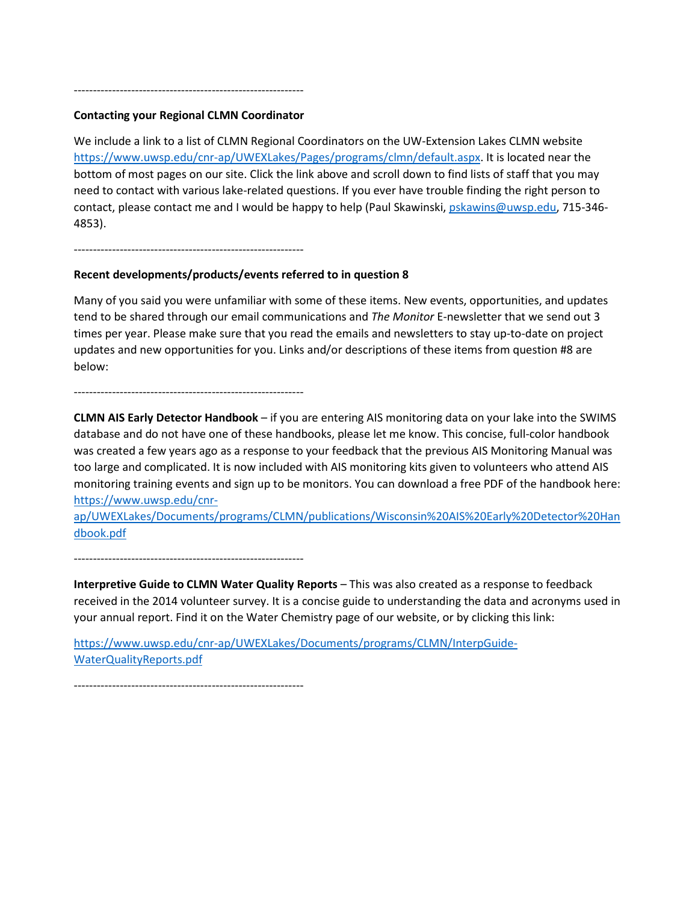------------------------------------------------------------

**Contacting your Regional CLMN Coordinator**

We include a link to a list of CLMN Regional Coordinators on the UW-Extension Lakes CLMN website https://www.uwsp.edu/cnr-ap/UWEXLakes/Pages/programs/clmn/default.aspx. It is located near the bottom of most pages on our site. Click the link above and scroll down to find lists of staff that you may need to contact with various lake-related questions. If you ever have trouble finding the right person to contact, please contact me and I would be happy to help (Paul Skawinski, pskawins@uwsp.edu, 715-346-4853).

------------------------------------------------------------

**Recent developments/products/events referred to in question 8**

Many of you said you were unfamiliar with some of these items. New events, opportunities, and updates tend to be shared through our email communications and *The Monitor* E-newsletter that we send out 3 times per year. Please make sure that you read the emails and newsletters to stay up-to-date on project updates and new opportunities for you. Links and/or descriptions of these items from question #8 are below:

------------------------------------------------------------

**CLMN AIS Early Detector Handbook** – if you are entering AIS monitoring data on your lake into the SWIMS database and do not have one of these handbooks, please let me know. This concise, full-color handbook was created a few years ago as a response to your feedback that the previous AIS Monitoring Manual was too large and complicated. It is now included with AIS monitoring kits given to volunteers who attend AIS monitoring training events and sign up to be monitors. You can download a free PDF of the handbook here: https://www.uwsp.edu/cnr-ap/UWEXLakes/Documents/programs/CLMN/publications/Wisconsin%20AIS%20Early%20Detector%20Handbook.pdf

------------------------------------------------------------

**Interpretive Guide to CLMN Water Quality Reports** – This was also created as a response to feedback received in the 2014 volunteer survey. It is a concise guide to understanding the data and acronyms used in your annual report. Find it on the Water Chemistry page of our website, or by clicking this link:

https://www.uwsp.edu/cnr-ap/UWEXLakes/Documents/programs/CLMN/InterpGuide-WaterQualityReports.pdf

------------------------------------------------------------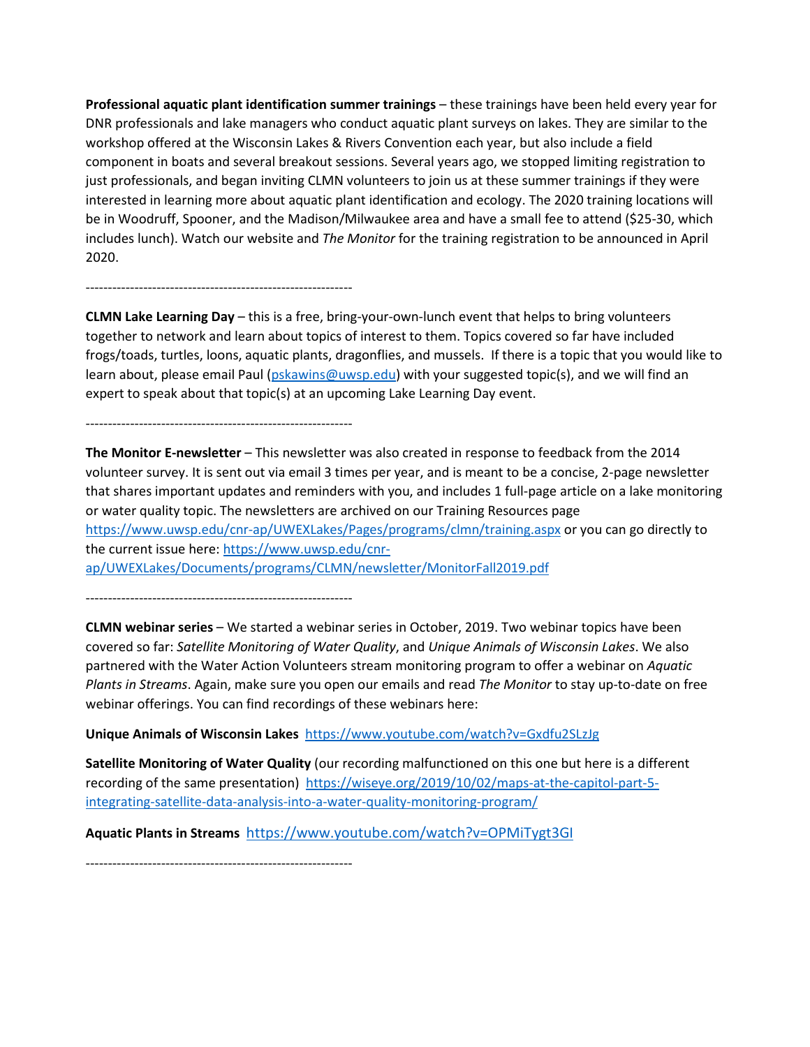**Professional aquatic plant identification summer trainings** – these trainings have been held every year for DNR professionals and lake managers who conduct aquatic plant surveys on lakes. They are similar to the workshop offered at the Wisconsin Lakes & Rivers Convention each year, but also include a field component in boats and several breakout sessions. Several years ago, we stopped limiting registration to just professionals, and began inviting CLMN volunteers to join us at these summer trainings if they were interested in learning more about aquatic plant identification and ecology. The 2020 training locations will be in Woodruff, Spooner, and the Madison/Milwaukee area and have a small fee to attend ($25-30, which includes lunch). Watch our website and *The Monitor* for the training registration to be announced in April 2020.

------------------------------------------------------------

**CLMN Lake Learning Day** – this is a free, bring-your-own-lunch event that helps to bring volunteers together to network and learn about topics of interest to them. Topics covered so far have included frogs/toads, turtles, loons, aquatic plants, dragonflies, and mussels. If there is a topic that you would like to learn about, please email Paul (pskawins@uwsp.edu) with your suggested topic(s), and we will find an expert to speak about that topic(s) at an upcoming Lake Learning Day event.

------------------------------------------------------------

**The Monitor E-newsletter** – This newsletter was also created in response to feedback from the 2014 volunteer survey. It is sent out via email 3 times per year, and is meant to be a concise, 2-page newsletter that shares important updates and reminders with you, and includes 1 full-page article on a lake monitoring or water quality topic. The newsletters are archived on our Training Resources page https://www.uwsp.edu/cnr-ap/UWEXLakes/Pages/programs/clmn/training.aspx or you can go directly to the current issue here: https://www.uwsp.edu/cnr-ap/UWEXLakes/Documents/programs/CLMN/newsletter/MonitorFall2019.pdf

------------------------------------------------------------

**CLMN webinar series** – We started a webinar series in October, 2019. Two webinar topics have been covered so far: *Satellite Monitoring of Water Quality*, and *Unique Animals of Wisconsin Lakes*. We also partnered with the Water Action Volunteers stream monitoring program to offer a webinar on *Aquatic Plants in Streams*. Again, make sure you open our emails and read *The Monitor* to stay up-to-date on free webinar offerings. You can find recordings of these webinars here:

**Unique Animals of Wisconsin Lakes** https://www.youtube.com/watch?v=Gxdfu2SLzJg

**Satellite Monitoring of Water Quality** (our recording malfunctioned on this one but here is a different recording of the same presentation) https://wiseye.org/2019/10/02/maps-at-the-capitol-part-5-integrating-satellite-data-analysis-into-a-water-quality-monitoring-program/

**Aquatic Plants in Streams** https://www.youtube.com/watch?v=OPMiTygt3GI

------------------------------------------------------------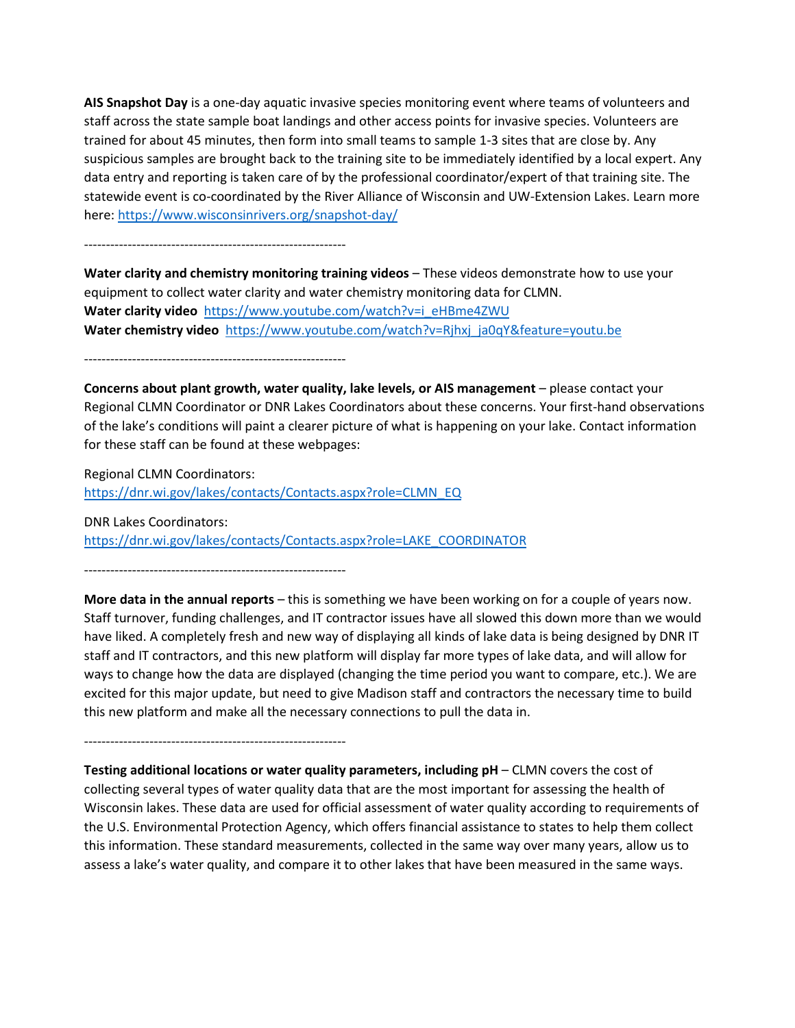**AIS Snapshot Day** is a one-day aquatic invasive species monitoring event where teams of volunteers and staff across the state sample boat landings and other access points for invasive species. Volunteers are trained for about 45 minutes, then form into small teams to sample 1-3 sites that are close by. Any suspicious samples are brought back to the training site to be immediately identified by a local expert. Any data entry and reporting is taken care of by the professional coordinator/expert of that training site. The statewide event is co-coordinated by the River Alliance of Wisconsin and UW-Extension Lakes. Learn more here: https://www.wisconsinrivers.org/snapshot-day/

-----------------------------------------------------------

**Water clarity and chemistry monitoring training videos** – These videos demonstrate how to use your equipment to collect water clarity and water chemistry monitoring data for CLMN.
**Water clarity video** https://www.youtube.com/watch?v=i_eHBme4ZWU
**Water chemistry video** https://www.youtube.com/watch?v=Rjhxj_ja0qY&feature=youtu.be

-----------------------------------------------------------

**Concerns about plant growth, water quality, lake levels, or AIS management** – please contact your Regional CLMN Coordinator or DNR Lakes Coordinators about these concerns. Your first-hand observations of the lake's conditions will paint a clearer picture of what is happening on your lake. Contact information for these staff can be found at these webpages:

Regional CLMN Coordinators:
https://dnr.wi.gov/lakes/contacts/Contacts.aspx?role=CLMN_EQ

DNR Lakes Coordinators:
https://dnr.wi.gov/lakes/contacts/Contacts.aspx?role=LAKE_COORDINATOR

-----------------------------------------------------------

**More data in the annual reports** – this is something we have been working on for a couple of years now. Staff turnover, funding challenges, and IT contractor issues have all slowed this down more than we would have liked. A completely fresh and new way of displaying all kinds of lake data is being designed by DNR IT staff and IT contractors, and this new platform will display far more types of lake data, and will allow for ways to change how the data are displayed (changing the time period you want to compare, etc.). We are excited for this major update, but need to give Madison staff and contractors the necessary time to build this new platform and make all the necessary connections to pull the data in.

-----------------------------------------------------------

**Testing additional locations or water quality parameters, including pH** – CLMN covers the cost of collecting several types of water quality data that are the most important for assessing the health of Wisconsin lakes. These data are used for official assessment of water quality according to requirements of the U.S. Environmental Protection Agency, which offers financial assistance to states to help them collect this information. These standard measurements, collected in the same way over many years, allow us to assess a lake's water quality, and compare it to other lakes that have been measured in the same ways.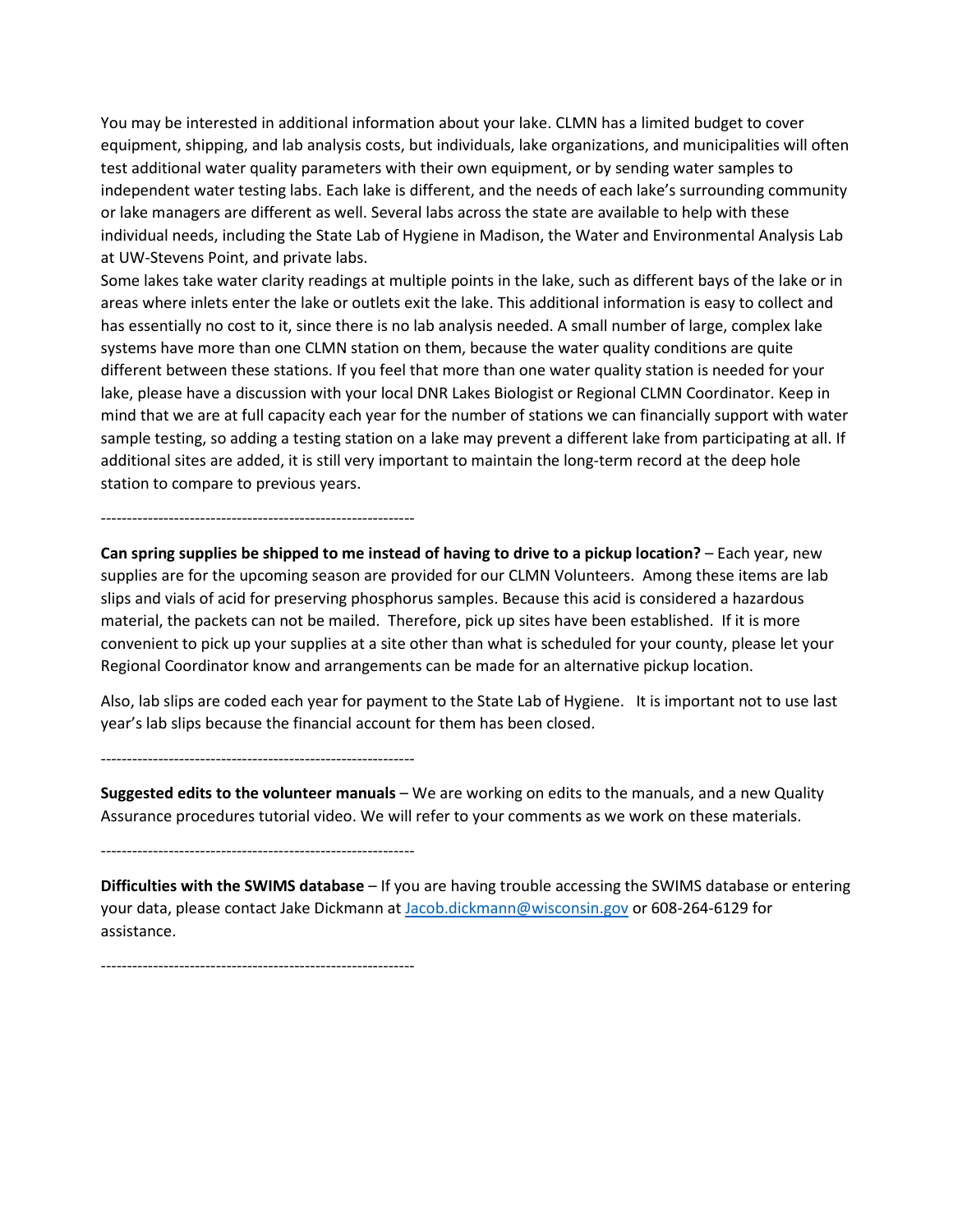You may be interested in additional information about your lake. CLMN has a limited budget to cover equipment, shipping, and lab analysis costs, but individuals, lake organizations, and municipalities will often test additional water quality parameters with their own equipment, or by sending water samples to independent water testing labs. Each lake is different, and the needs of each lake's surrounding community or lake managers are different as well. Several labs across the state are available to help with these individual needs, including the State Lab of Hygiene in Madison, the Water and Environmental Analysis Lab at UW-Stevens Point, and private labs.

Some lakes take water clarity readings at multiple points in the lake, such as different bays of the lake or in areas where inlets enter the lake or outlets exit the lake. This additional information is easy to collect and has essentially no cost to it, since there is no lab analysis needed. A small number of large, complex lake systems have more than one CLMN station on them, because the water quality conditions are quite different between these stations. If you feel that more than one water quality station is needed for your lake, please have a discussion with your local DNR Lakes Biologist or Regional CLMN Coordinator. Keep in mind that we are at full capacity each year for the number of stations we can financially support with water sample testing, so adding a testing station on a lake may prevent a different lake from participating at all. If additional sites are added, it is still very important to maintain the long-term record at the deep hole station to compare to previous years.

------------------------------------------------------------

**Can spring supplies be shipped to me instead of having to drive to a pickup location?** – Each year, new supplies are for the upcoming season are provided for our CLMN Volunteers. Among these items are lab slips and vials of acid for preserving phosphorus samples. Because this acid is considered a hazardous material, the packets can not be mailed. Therefore, pick up sites have been established. If it is more convenient to pick up your supplies at a site other than what is scheduled for your county, please let your Regional Coordinator know and arrangements can be made for an alternative pickup location.

Also, lab slips are coded each year for payment to the State Lab of Hygiene. It is important not to use last year's lab slips because the financial account for them has been closed.

------------------------------------------------------------

**Suggested edits to the volunteer manuals** – We are working on edits to the manuals, and a new Quality Assurance procedures tutorial video. We will refer to your comments as we work on these materials.

------------------------------------------------------------

**Difficulties with the SWIMS database** – If you are having trouble accessing the SWIMS database or entering your data, please contact Jake Dickmann at Jacob.dickmann@wisconsin.gov or 608-264-6129 for assistance.

------------------------------------------------------------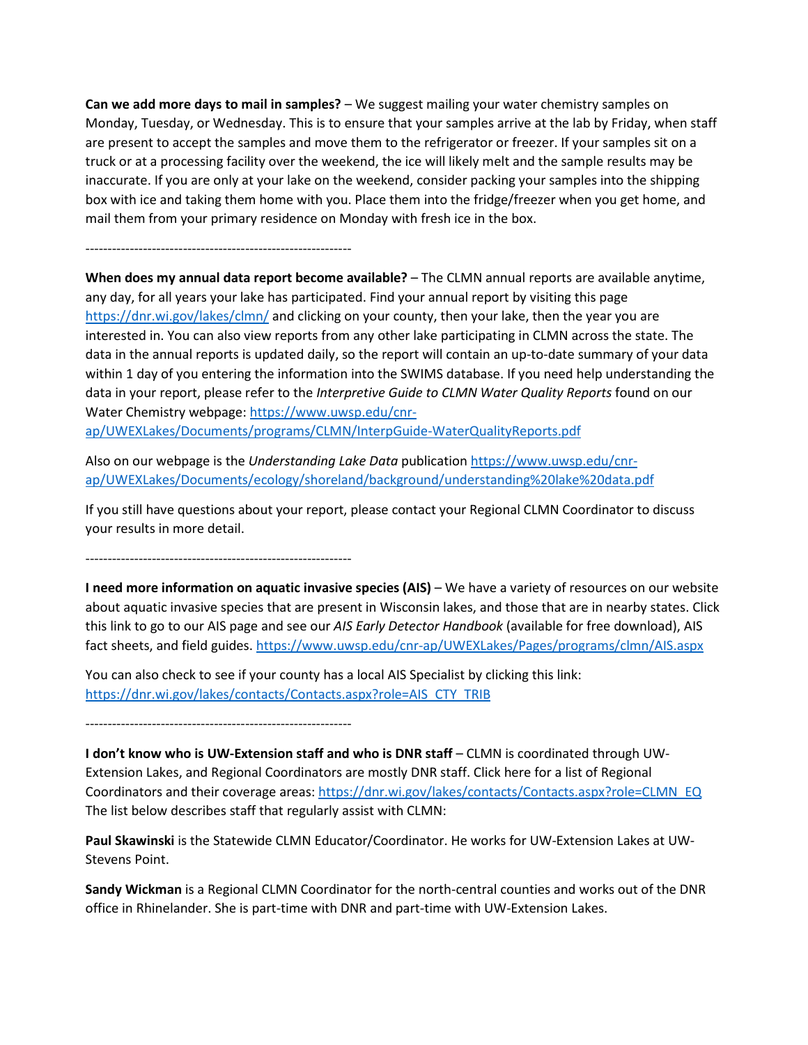**Can we add more days to mail in samples?** – We suggest mailing your water chemistry samples on Monday, Tuesday, or Wednesday. This is to ensure that your samples arrive at the lab by Friday, when staff are present to accept the samples and move them to the refrigerator or freezer. If your samples sit on a truck or at a processing facility over the weekend, the ice will likely melt and the sample results may be inaccurate. If you are only at your lake on the weekend, consider packing your samples into the shipping box with ice and taking them home with you. Place them into the fridge/freezer when you get home, and mail them from your primary residence on Monday with fresh ice in the box.

------------------------------------------------------------

**When does my annual data report become available?** – The CLMN annual reports are available anytime, any day, for all years your lake has participated. Find your annual report by visiting this page https://dnr.wi.gov/lakes/clmn/ and clicking on your county, then your lake, then the year you are interested in. You can also view reports from any other lake participating in CLMN across the state. The data in the annual reports is updated daily, so the report will contain an up-to-date summary of your data within 1 day of you entering the information into the SWIMS database. If you need help understanding the data in your report, please refer to the *Interpretive Guide to CLMN Water Quality Reports* found on our Water Chemistry webpage: https://www.uwsp.edu/cnr-ap/UWEXLakes/Documents/programs/CLMN/InterpGuide-WaterQualityReports.pdf

Also on our webpage is the *Understanding Lake Data* publication https://www.uwsp.edu/cnr-ap/UWEXLakes/Documents/ecology/shoreland/background/understanding%20lake%20data.pdf

If you still have questions about your report, please contact your Regional CLMN Coordinator to discuss your results in more detail.

------------------------------------------------------------

**I need more information on aquatic invasive species (AIS)** – We have a variety of resources on our website about aquatic invasive species that are present in Wisconsin lakes, and those that are in nearby states. Click this link to go to our AIS page and see our *AIS Early Detector Handbook* (available for free download), AIS fact sheets, and field guides. https://www.uwsp.edu/cnr-ap/UWEXLakes/Pages/programs/clmn/AIS.aspx

You can also check to see if your county has a local AIS Specialist by clicking this link: https://dnr.wi.gov/lakes/contacts/Contacts.aspx?role=AIS_CTY_TRIB

------------------------------------------------------------

**I don't know who is UW-Extension staff and who is DNR staff** – CLMN is coordinated through UW-Extension Lakes, and Regional Coordinators are mostly DNR staff. Click here for a list of Regional Coordinators and their coverage areas: https://dnr.wi.gov/lakes/contacts/Contacts.aspx?role=CLMN_EQ The list below describes staff that regularly assist with CLMN:

**Paul Skawinski** is the Statewide CLMN Educator/Coordinator. He works for UW-Extension Lakes at UW-Stevens Point.

**Sandy Wickman** is a Regional CLMN Coordinator for the north-central counties and works out of the DNR office in Rhinelander. She is part-time with DNR and part-time with UW-Extension Lakes.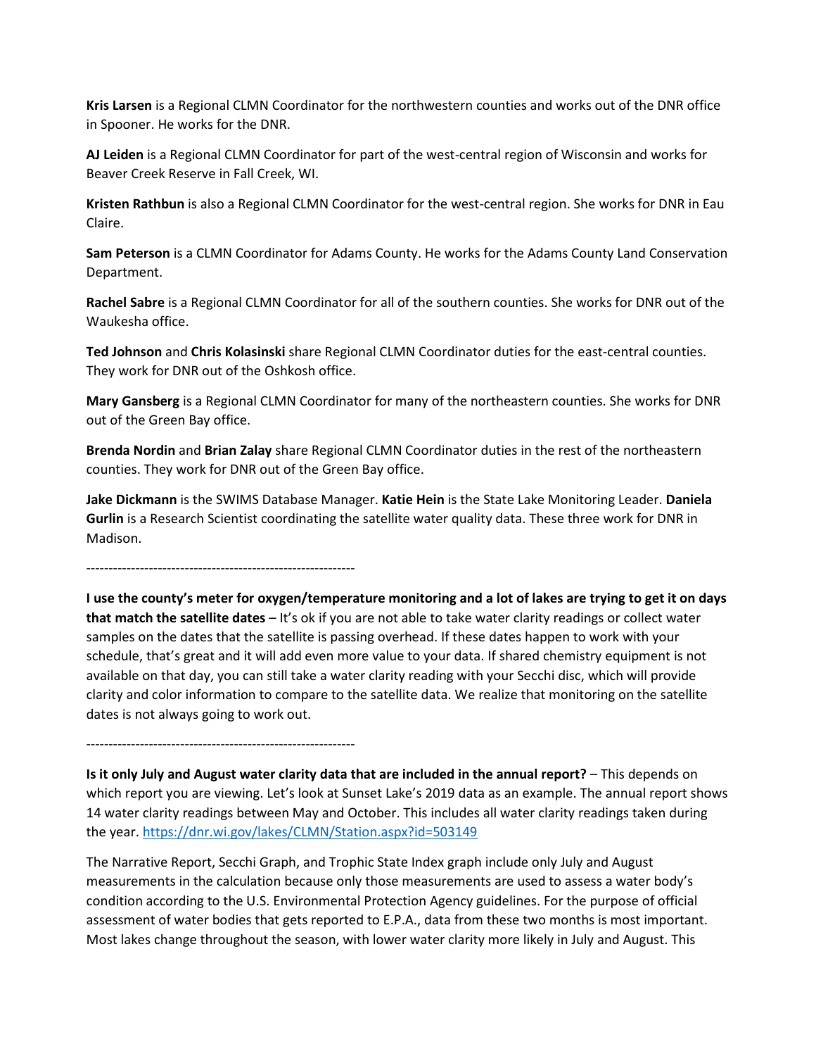**Kris Larsen** is a Regional CLMN Coordinator for the northwestern counties and works out of the DNR office in Spooner. He works for the DNR.

**AJ Leiden** is a Regional CLMN Coordinator for part of the west-central region of Wisconsin and works for Beaver Creek Reserve in Fall Creek, WI.

**Kristen Rathbun** is also a Regional CLMN Coordinator for the west-central region. She works for DNR in Eau Claire.

**Sam Peterson** is a CLMN Coordinator for Adams County. He works for the Adams County Land Conservation Department.

**Rachel Sabre** is a Regional CLMN Coordinator for all of the southern counties. She works for DNR out of the Waukesha office.

**Ted Johnson** and **Chris Kolasinski** share Regional CLMN Coordinator duties for the east-central counties. They work for DNR out of the Oshkosh office.

**Mary Gansberg** is a Regional CLMN Coordinator for many of the northeastern counties. She works for DNR out of the Green Bay office.

**Brenda Nordin** and **Brian Zalay** share Regional CLMN Coordinator duties in the rest of the northeastern counties. They work for DNR out of the Green Bay office.

**Jake Dickmann** is the SWIMS Database Manager. **Katie Hein** is the State Lake Monitoring Leader. **Daniela Gurlin** is a Research Scientist coordinating the satellite water quality data. These three work for DNR in Madison.

------------------------------------------------------------

**I use the county's meter for oxygen/temperature monitoring and a lot of lakes are trying to get it on days that match the satellite dates** – It's ok if you are not able to take water clarity readings or collect water samples on the dates that the satellite is passing overhead. If these dates happen to work with your schedule, that's great and it will add even more value to your data. If shared chemistry equipment is not available on that day, you can still take a water clarity reading with your Secchi disc, which will provide clarity and color information to compare to the satellite data. We realize that monitoring on the satellite dates is not always going to work out.

------------------------------------------------------------

**Is it only July and August water clarity data that are included in the annual report?** – This depends on which report you are viewing. Let's look at Sunset Lake's 2019 data as an example. The annual report shows 14 water clarity readings between May and October. This includes all water clarity readings taken during the year. https://dnr.wi.gov/lakes/CLMN/Station.aspx?id=503149

The Narrative Report, Secchi Graph, and Trophic State Index graph include only July and August measurements in the calculation because only those measurements are used to assess a water body's condition according to the U.S. Environmental Protection Agency guidelines. For the purpose of official assessment of water bodies that gets reported to E.P.A., data from these two months is most important. Most lakes change throughout the season, with lower water clarity more likely in July and August. This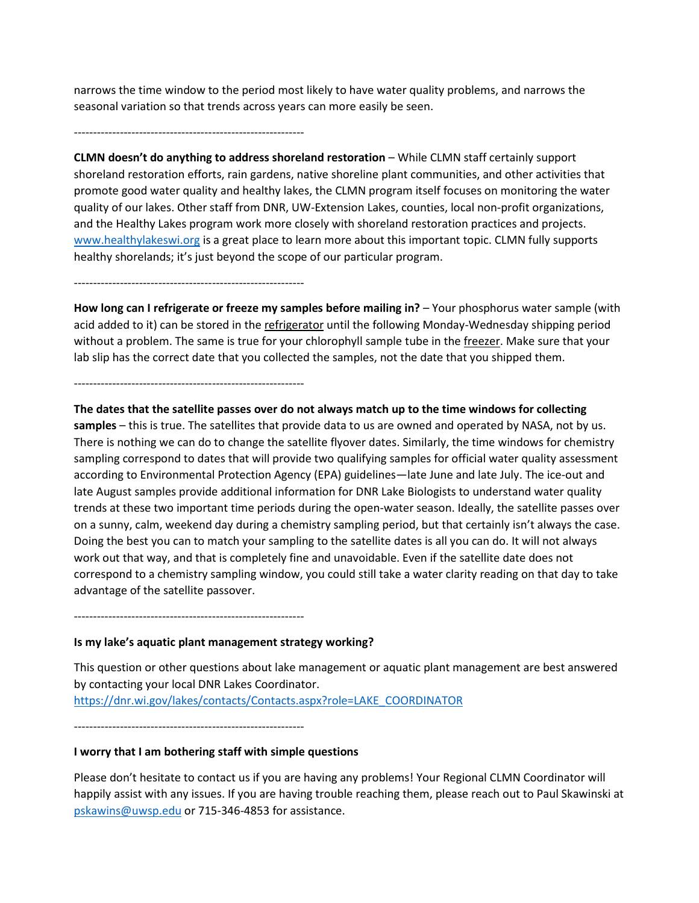narrows the time window to the period most likely to have water quality problems, and narrows the seasonal variation so that trends across years can more easily be seen.

------------------------------------------------------------

**CLMN doesn't do anything to address shoreland restoration** – While CLMN staff certainly support shoreland restoration efforts, rain gardens, native shoreline plant communities, and other activities that promote good water quality and healthy lakes, the CLMN program itself focuses on monitoring the water quality of our lakes. Other staff from DNR, UW-Extension Lakes, counties, local non-profit organizations, and the Healthy Lakes program work more closely with shoreland restoration practices and projects. [www.healthylakeswi.org](www.healthylakeswi.org) is a great place to learn more about this important topic. CLMN fully supports healthy shorelands; it's just beyond the scope of our particular program.

------------------------------------------------------------

**How long can I refrigerate or freeze my samples before mailing in?** – Your phosphorus water sample (with acid added to it) can be stored in the <u>refrigerator</u> until the following Monday-Wednesday shipping period without a problem. The same is true for your chlorophyll sample tube in the <u>freezer</u>. Make sure that your lab slip has the correct date that you collected the samples, not the date that you shipped them.

------------------------------------------------------------

**The dates that the satellite passes over do not always match up to the time windows for collecting samples** – this is true. The satellites that provide data to us are owned and operated by NASA, not by us. There is nothing we can do to change the satellite flyover dates. Similarly, the time windows for chemistry sampling correspond to dates that will provide two qualifying samples for official water quality assessment according to Environmental Protection Agency (EPA) guidelines—late June and late July. The ice-out and late August samples provide additional information for DNR Lake Biologists to understand water quality trends at these two important time periods during the open-water season. Ideally, the satellite passes over on a sunny, calm, weekend day during a chemistry sampling period, but that certainly isn't always the case. Doing the best you can to match your sampling to the satellite dates is all you can do. It will not always work out that way, and that is completely fine and unavoidable. Even if the satellite date does not correspond to a chemistry sampling window, you could still take a water clarity reading on that day to take advantage of the satellite passover.

------------------------------------------------------------

**Is my lake's aquatic plant management strategy working?**

This question or other questions about lake management or aquatic plant management are best answered by contacting your local DNR Lakes Coordinator.
[https://dnr.wi.gov/lakes/contacts/Contacts.aspx?role=LAKE_COORDINATOR](https://dnr.wi.gov/lakes/contacts/Contacts.aspx?role=LAKE_COORDINATOR)

------------------------------------------------------------

**I worry that I am bothering staff with simple questions**

Please don't hesitate to contact us if you are having any problems! Your Regional CLMN Coordinator will happily assist with any issues. If you are having trouble reaching them, please reach out to Paul Skawinski at [pskawins@uwsp.edu](mailto:pskawins@uwsp.edu) or 715-346-4853 for assistance.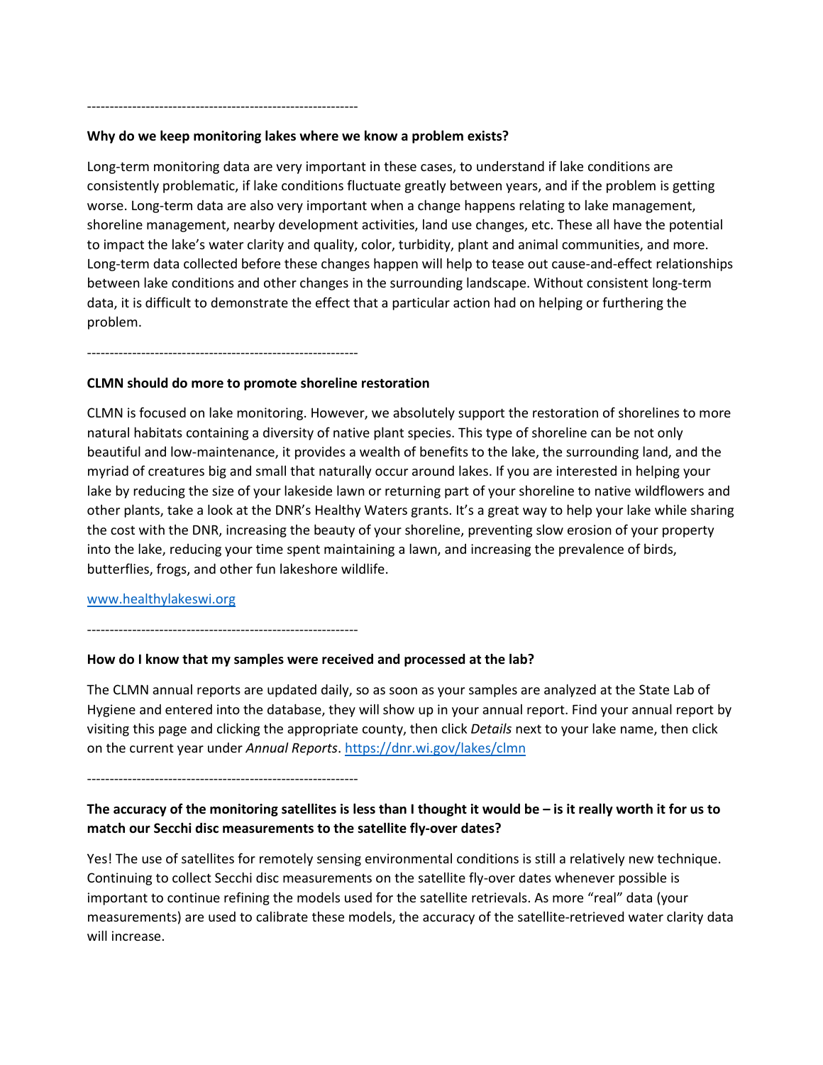------------------------------------------------------------

**Why do we keep monitoring lakes where we know a problem exists?**

Long-term monitoring data are very important in these cases, to understand if lake conditions are consistently problematic, if lake conditions fluctuate greatly between years, and if the problem is getting worse. Long-term data are also very important when a change happens relating to lake management, shoreline management, nearby development activities, land use changes, etc. These all have the potential to impact the lake's water clarity and quality, color, turbidity, plant and animal communities, and more. Long-term data collected before these changes happen will help to tease out cause-and-effect relationships between lake conditions and other changes in the surrounding landscape. Without consistent long-term data, it is difficult to demonstrate the effect that a particular action had on helping or furthering the problem.

------------------------------------------------------------

**CLMN should do more to promote shoreline restoration**

CLMN is focused on lake monitoring. However, we absolutely support the restoration of shorelines to more natural habitats containing a diversity of native plant species. This type of shoreline can be not only beautiful and low-maintenance, it provides a wealth of benefits to the lake, the surrounding land, and the myriad of creatures big and small that naturally occur around lakes. If you are interested in helping your lake by reducing the size of your lakeside lawn or returning part of your shoreline to native wildflowers and other plants, take a look at the DNR's Healthy Waters grants. It's a great way to help your lake while sharing the cost with the DNR, increasing the beauty of your shoreline, preventing slow erosion of your property into the lake, reducing your time spent maintaining a lawn, and increasing the prevalence of birds, butterflies, frogs, and other fun lakeshore wildlife.

www.healthylakeswi.org

------------------------------------------------------------

**How do I know that my samples were received and processed at the lab?**

The CLMN annual reports are updated daily, so as soon as your samples are analyzed at the State Lab of Hygiene and entered into the database, they will show up in your annual report. Find your annual report by visiting this page and clicking the appropriate county, then click *Details* next to your lake name, then click on the current year under *Annual Reports*. https://dnr.wi.gov/lakes/clmn

------------------------------------------------------------

**The accuracy of the monitoring satellites is less than I thought it would be – is it really worth it for us to match our Secchi disc measurements to the satellite fly-over dates?**

Yes! The use of satellites for remotely sensing environmental conditions is still a relatively new technique. Continuing to collect Secchi disc measurements on the satellite fly-over dates whenever possible is important to continue refining the models used for the satellite retrievals. As more "real" data (your measurements) are used to calibrate these models, the accuracy of the satellite-retrieved water clarity data will increase.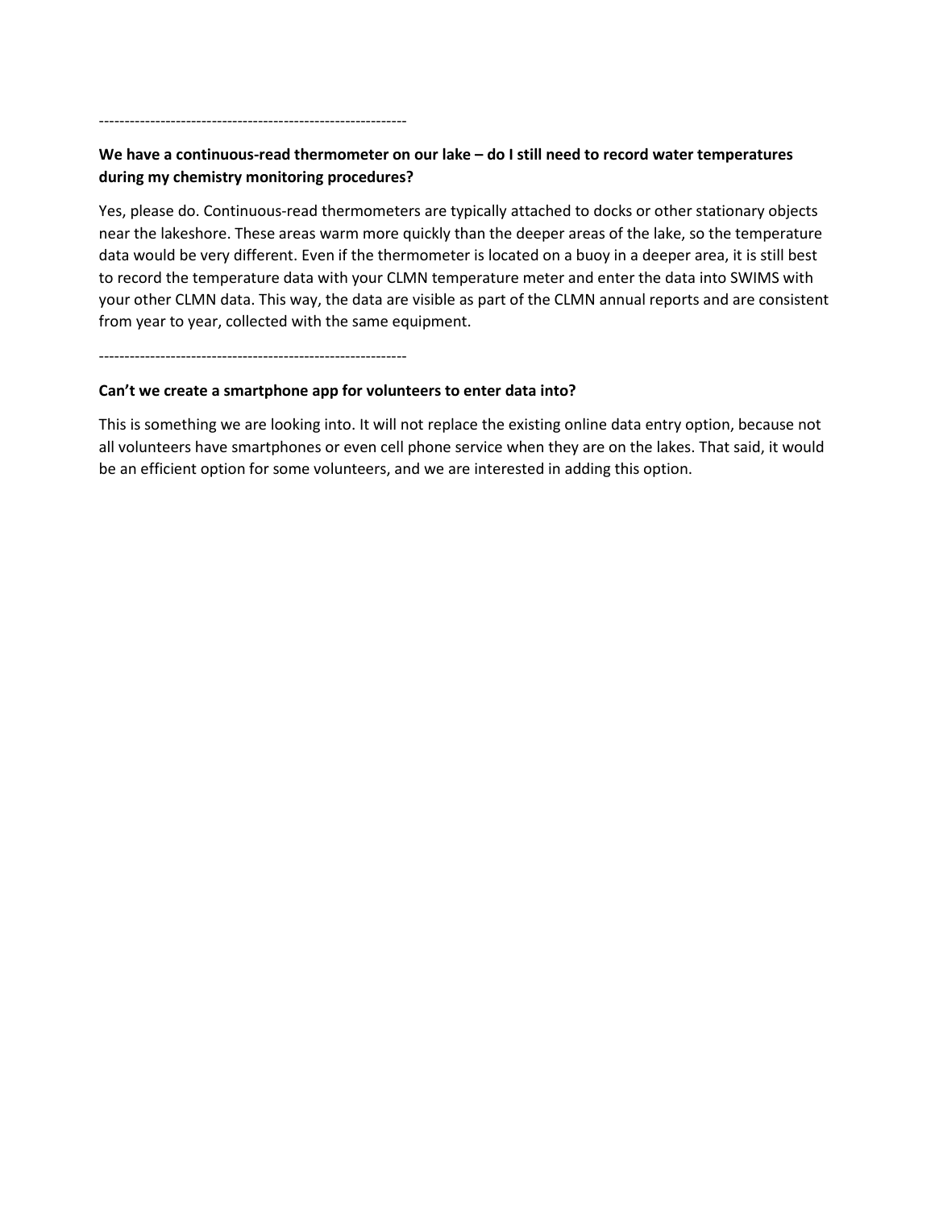------------------------------------------------------------

**We have a continuous-read thermometer on our lake – do I still need to record water temperatures during my chemistry monitoring procedures?**

Yes, please do. Continuous-read thermometers are typically attached to docks or other stationary objects near the lakeshore. These areas warm more quickly than the deeper areas of the lake, so the temperature data would be very different. Even if the thermometer is located on a buoy in a deeper area, it is still best to record the temperature data with your CLMN temperature meter and enter the data into SWIMS with your other CLMN data. This way, the data are visible as part of the CLMN annual reports and are consistent from year to year, collected with the same equipment.

------------------------------------------------------------

**Can't we create a smartphone app for volunteers to enter data into?**

This is something we are looking into. It will not replace the existing online data entry option, because not all volunteers have smartphones or even cell phone service when they are on the lakes. That said, it would be an efficient option for some volunteers, and we are interested in adding this option.